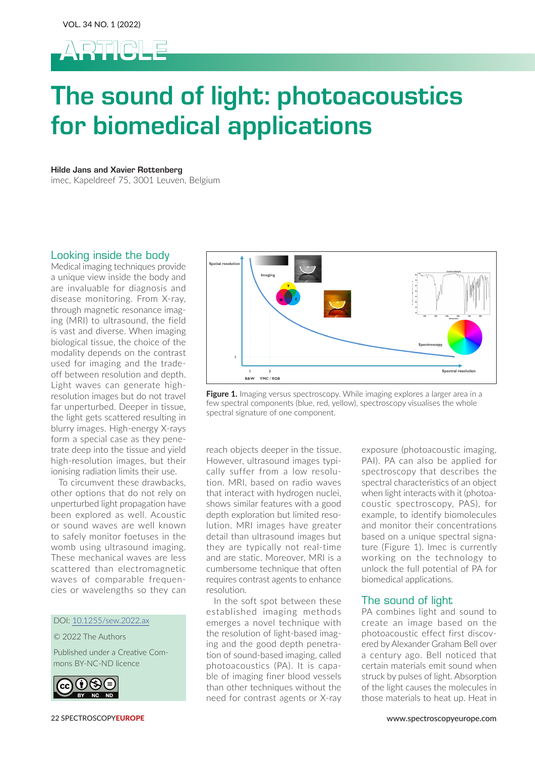# The sound of light: photoacoustics for biomedical applications

**Hilde Jans and Xavier Rottenberg**
imec, Kapeldreef 75, 3001 Leuven, Belgium

## Looking inside the body

Medical imaging techniques provide a unique view inside the body and are invaluable for diagnosis and disease monitoring. From X-ray, through magnetic resonance imaging (MRI) to ultrasound, the field is vast and diverse. When imaging biological tissue, the choice of the modality depends on the contrast used for imaging and the trade-off between resolution and depth. Light waves can generate high-resolution images but do not travel far unperturbed. Deeper in tissue, the light gets scattered resulting in blurry images. High-energy X-rays form a special case as they penetrate deep into the tissue and yield high-resolution images, but their ionising radiation limits their use.

To circumvent these drawbacks, other options that do not rely on unperturbed light propagation have been explored as well. Acoustic or sound waves are well known to safely monitor foetuses in the womb using ultrasound imaging. These mechanical waves are less scattered than electromagnetic waves of comparable frequencies or wavelengths so they can reach objects deeper in the tissue. However, ultrasound images typically suffer from a low resolution. MRI, based on radio waves that interact with hydrogen nuclei, shows similar features with a good depth exploration but limited resolution. MRI images have greater detail than ultrasound images but they are typically not real-time and are static. Moreover, MRI is a cumbersome technique that often requires contrast agents to enhance resolution.

In the soft spot between these established imaging methods emerges a novel technique with the resolution of light-based imaging and the good depth penetration of sound-based imaging, called photoacoustics (PA). It is capable of imaging finer blood vessels than other techniques without the need for contrast agents or X-ray exposure (photoacoustic imaging, PAI). PA can also be applied for spectroscopy that describes the spectral characteristics of an object when light interacts with it (photoacoustic spectroscopy, PAS), for example, to identify biomolecules and monitor their concentrations based on a unique spectral signature (Figure 1). Imec is currently working on the technology to unlock the full potential of PA for biomedical applications.

**Figure 1.** Imaging versus spectroscopy. While imaging explores a larger area in a few spectral components (blue, red, yellow), spectroscopy visualises the whole spectral signature of one component.

DOI: 10.1255/sew.2022.ax

© 2022 The Authors

Published under a Creative Commons BY-NC-ND licence

## The sound of light

PA combines light and sound to create an image based on the photoacoustic effect first discovered by Alexander Graham Bell over a century ago. Bell noticed that certain materials emit sound when struck by pulses of light. Absorption of the light causes the molecules in those materials to heat up. Heat in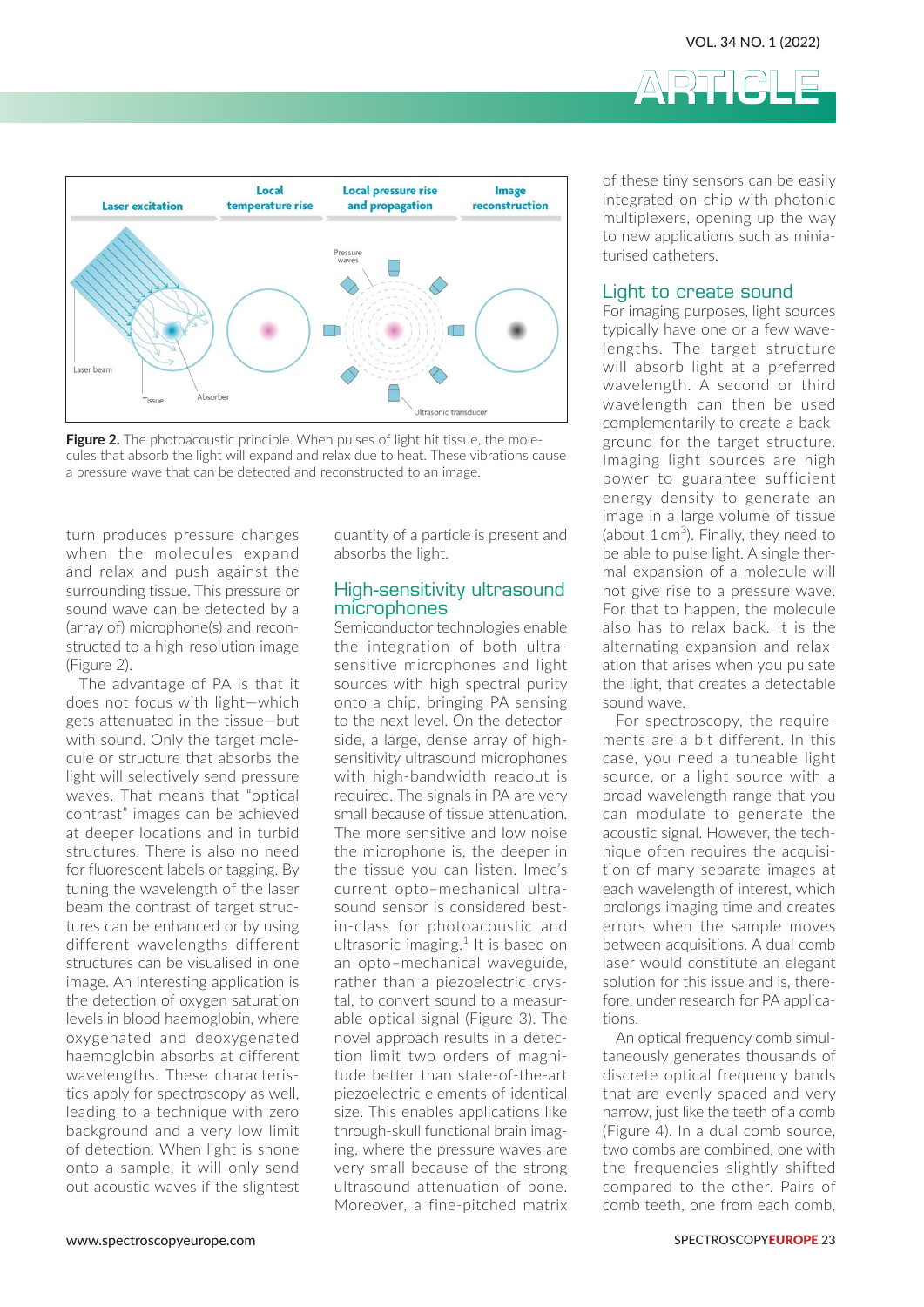**Figure 2.** The photoacoustic principle. When pulses of light hit tissue, the molecules that absorb the light will expand and relax due to heat. These vibrations cause a pressure wave that can be detected and reconstructed to an image.

turn produces pressure changes when the molecules expand and relax and push against the surrounding tissue. This pressure or sound wave can be detected by a (array of) microphone(s) and reconstructed to a high-resolution image (Figure 2).

The advantage of PA is that it does not focus with light—which gets attenuated in the tissue—but with sound. Only the target molecule or structure that absorbs the light will selectively send pressure waves. That means that "optical contrast" images can be achieved at deeper locations and in turbid structures. There is also no need for fluorescent labels or tagging. By tuning the wavelength of the laser beam the contrast of target structures can be enhanced or by using different wavelengths different structures can be visualised in one image. An interesting application is the detection of oxygen saturation levels in blood haemoglobin, where oxygenated and deoxygenated haemoglobin absorbs at different wavelengths. These characteristics apply for spectroscopy as well, leading to a technique with zero background and a very low limit of detection. When light is shone onto a sample, it will only send out acoustic waves if the slightest quantity of a particle is present and absorbs the light.

## High-sensitivity ultrasound microphones

Semiconductor technologies enable the integration of both ultrasensitive microphones and light sources with high spectral purity onto a chip, bringing PA sensing to the next level. On the detector-side, a large, dense array of high-sensitivity ultrasound microphones with high-bandwidth readout is required. The signals in PA are very small because of tissue attenuation. The more sensitive and low noise the microphone is, the deeper in the tissue you can listen. Imec's current opto–mechanical ultrasound sensor is considered best-in-class for photoacoustic and ultrasonic imaging.[1] It is based on an opto–mechanical waveguide, rather than a piezoelectric crystal, to convert sound to a measurable optical signal (Figure 3). The novel approach results in a detection limit two orders of magnitude better than state-of-the-art piezoelectric elements of identical size. This enables applications like through-skull functional brain imaging, where the pressure waves are very small because of the strong ultrasound attenuation of bone. Moreover, a fine-pitched matrix of these tiny sensors can be easily integrated on-chip with photonic multiplexers, opening up the way to new applications such as miniaturised catheters.

## Light to create sound

For imaging purposes, light sources typically have one or a few wavelengths. The target structure will absorb light at a preferred wavelength. A second or third wavelength can then be used complementarily to create a background for the target structure. Imaging light sources are high power to guarantee sufficient energy density to generate an image in a large volume of tissue (about 1 $cm^3$). Finally, they need to be able to pulse light. A single thermal expansion of a molecule will not give rise to a pressure wave. For that to happen, the molecule also has to relax back. It is the alternating expansion and relaxation that arises when you pulsate the light, that creates a detectable sound wave.

For spectroscopy, the requirements are a bit different. In this case, you need a tuneable light source, or a light source with a broad wavelength range that you can modulate to generate the acoustic signal. However, the technique often requires the acquisition of many separate images at each wavelength of interest, which prolongs imaging time and creates errors when the sample moves between acquisitions. A dual comb laser would constitute an elegant solution for this issue and is, therefore, under research for PA applications.

An optical frequency comb simultaneously generates thousands of discrete optical frequency bands that are evenly spaced and very narrow, just like the teeth of a comb (Figure 4). In a dual comb source, two combs are combined, one with the frequencies slightly shifted compared to the other. Pairs of comb teeth, one from each comb,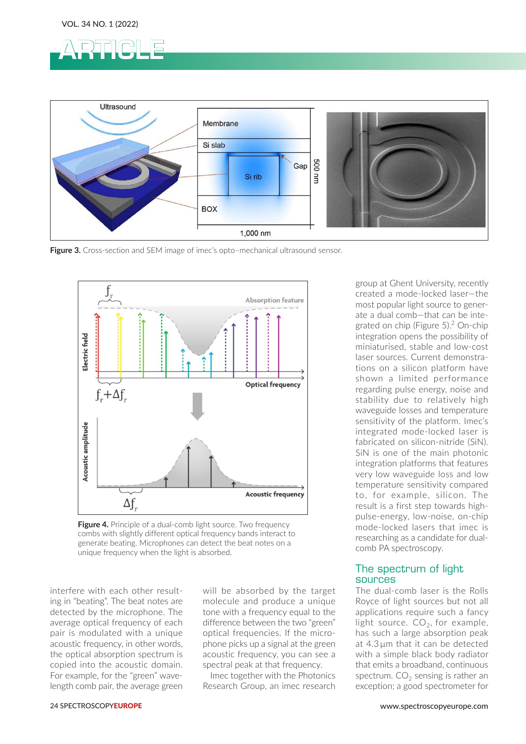Figure 3. Cross-section and SEM image of imec's opto–mechanical ultrasound sensor.

Figure 4. Principle of a dual-comb light source. Two frequency combs with slightly different optical frequency bands interact to generate beating. Microphones can detect the beat notes on a unique frequency when the light is absorbed.

interfere with each other resulting in "beating". The beat notes are detected by the microphone. The average optical frequency of each pair is modulated with a unique acoustic frequency, in other words, the optical absorption spectrum is copied into the acoustic domain. For example, for the "green" wavelength comb pair, the average green will be absorbed by the target molecule and produce a unique tone with a frequency equal to the difference between the two "green" optical frequencies. If the microphone picks up a signal at the green acoustic frequency, you can see a spectral peak at that frequency.

Imec together with the Photonics Research Group, an imec research group at Ghent University, recently created a mode-locked laser—the most popular light source to generate a dual comb—that can be integrated on chip (Figure 5).[2] On-chip integration opens the possibility of miniaturised, stable and low-cost laser sources. Current demonstrations on a silicon platform have shown a limited performance regarding pulse energy, noise and stability due to relatively high waveguide losses and temperature sensitivity of the platform. Imec's integrated mode-locked laser is fabricated on silicon-nitride (SiN). SiN is one of the main photonic integration platforms that features very low waveguide loss and low temperature sensitivity compared to, for example, silicon. The result is a first step towards high-pulse-energy, low-noise, on-chip mode-locked lasers that imec is researching as a candidate for dual-comb PA spectroscopy.

## The spectrum of light sources

The dual-comb laser is the Rolls Royce of light sources but not all applications require such a fancy light source. $CO_2$, for example, has such a large absorption peak at 4.3 µm that it can be detected with a simple black body radiator that emits a broadband, continuous spectrum. $CO_2$ sensing is rather an exception; a good spectrometer for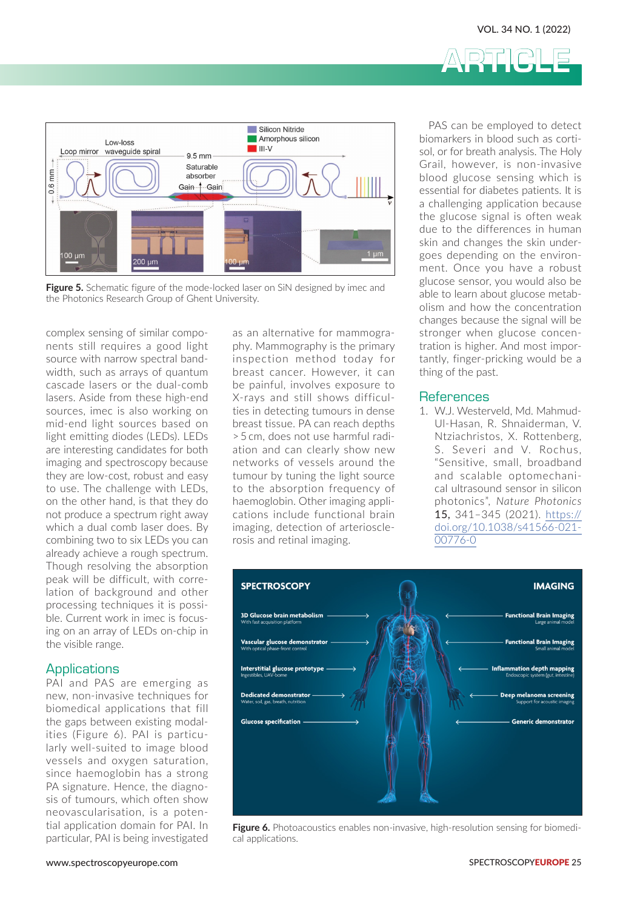Figure 5. Schematic figure of the mode-locked laser on SiN designed by imec and the Photonics Research Group of Ghent University.

complex sensing of similar components still requires a good light source with narrow bandwidth, such as arrays of quantum cascade lasers or the dual-comb lasers. Aside from these high-end sources, imec is also working on mid-end light sources based on light emitting diodes (LEDs). LEDs are interesting candidates for both imaging and spectroscopy because they are low-cost, robust and easy to use. The challenge with LEDs, on the other hand, is that they do not produce a spectrum right away which a dual comb laser does. By combining two to six LEDs you can already achieve a rough spectrum. Though resolving the absorption peak will be difficult, with correlation of background and other processing techniques it is possible. Current work in imec is focusing on an array of LEDs on-chip in the visible range.

## Applications

PAI and PAS are emerging as new, non-invasive techniques for biomedical applications that fill the gaps between existing modalities (Figure 6). PAI is particularly well-suited to image blood vessels and oxygen saturation, since haemoglobin has a strong PA signature. Hence, the diagnosis of tumours, which often show neovascularisation, is a potential application domain for PAI. In particular, PAI is being investigated as an alternative for mammography. Mammography is the primary inspection method today for breast cancer. However, it can be painful, involves exposure to X-rays and still shows difficulties in detecting tumours in dense breast tissue. PA can reach depths > 5 cm, does not use harmful radiation and can clearly show new networks of vessels around the tumour by tuning the light source to the absorption frequency of haemoglobin. Other imaging applications include functional brain imaging, detection of arteriosclerosis and retinal imaging.

PAS can be employed to detect biomarkers in blood such as cortisol, or for breath analysis. The Holy Grail, however, is non-invasive blood glucose sensing which is essential for diabetes patients. It is a challenging application because the glucose signal is often weak due to the differences in human skin and changes the skin undergoes depending on the environment. Once you have a robust glucose sensor, you would also be able to learn about glucose metabolism and how the concentration changes because the signal will be stronger when glucose concentration is higher. And most importantly, finger-pricking would be a thing of the past.

## References

1. W.J. Westerveld, Md. Mahmud-Ul-Hasan, R. Shnaiderman, V. Ntziachristos, X. Rottenberg, S. Severi and V. Rochus, "Sensitive, small, broadband and scalable optomechanical ultrasound sensor in silicon photonics", *Nature Photonics* **15,** 341–345 (2021). https://doi.org/10.1038/s41566-021-00776-0

Figure 6. Photoacoustics enables non-invasive, high-resolution sensing for biomedical applications.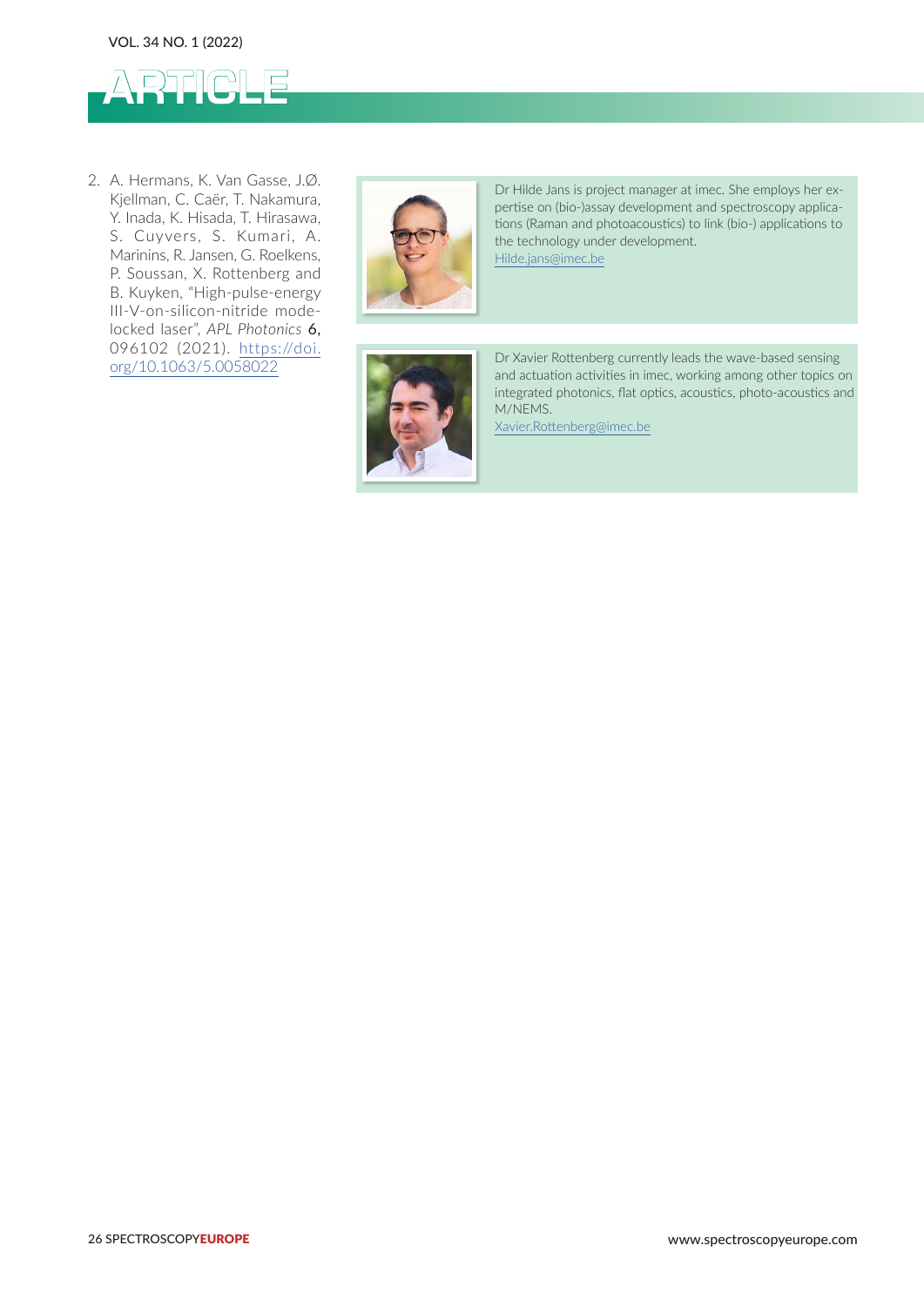2. A. Hermans, K. Van Gasse, J.Ø. Kjellman, C. Caër, T. Nakamura, Y. Inada, K. Hisada, T. Hirasawa, S. Cuyvers, S. Kumari, A. Marinins, R. Jansen, G. Roelkens, P. Soussan, X. Rottenberg and B. Kuyken, "High-pulse-energy III-V-on-silicon-nitride mode-locked laser", *APL Photonics* **6**, 096102 (2021). https://doi.org/10.1063/5.0058022

Dr Hilde Jans is project manager at imec. She employs her expertise on (bio-)assay development and spectroscopy applications (Raman and photoacoustics) to link (bio-) applications to the technology under development.
Hilde.jans@imec.be

Dr Xavier Rottenberg currently leads the wave-based sensing and actuation activities in imec, working among other topics on integrated photonics, flat optics, acoustics, photo-acoustics and M/NEMS.
Xavier.Rottenberg@imec.be